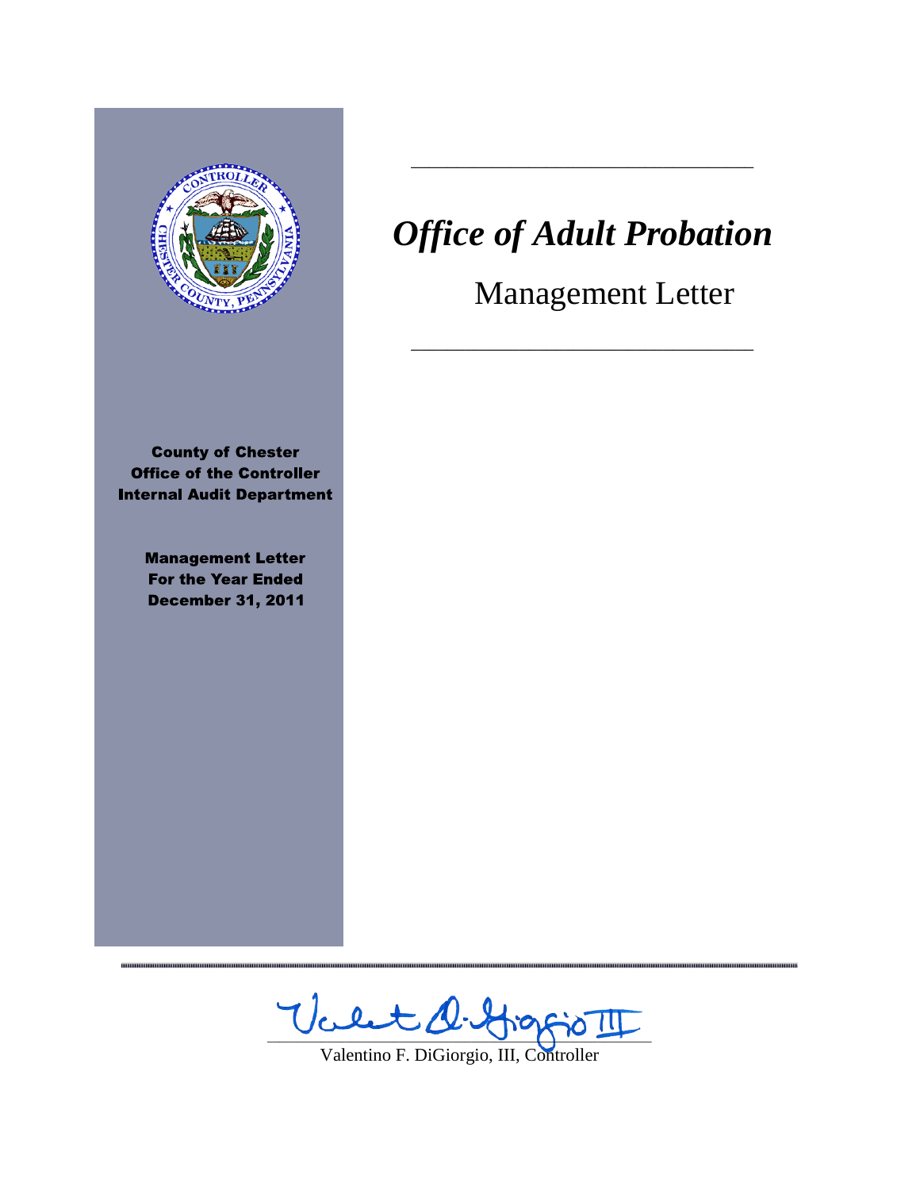# *Office of Adult Probation*

## Management Letter

**County of Chester**
**Office of the Controller**
**Internal Audit Department**

**Management Letter**
**For the Year Ended**
**December 31, 2011**

Valentino F. DiGiorgio, III, Controller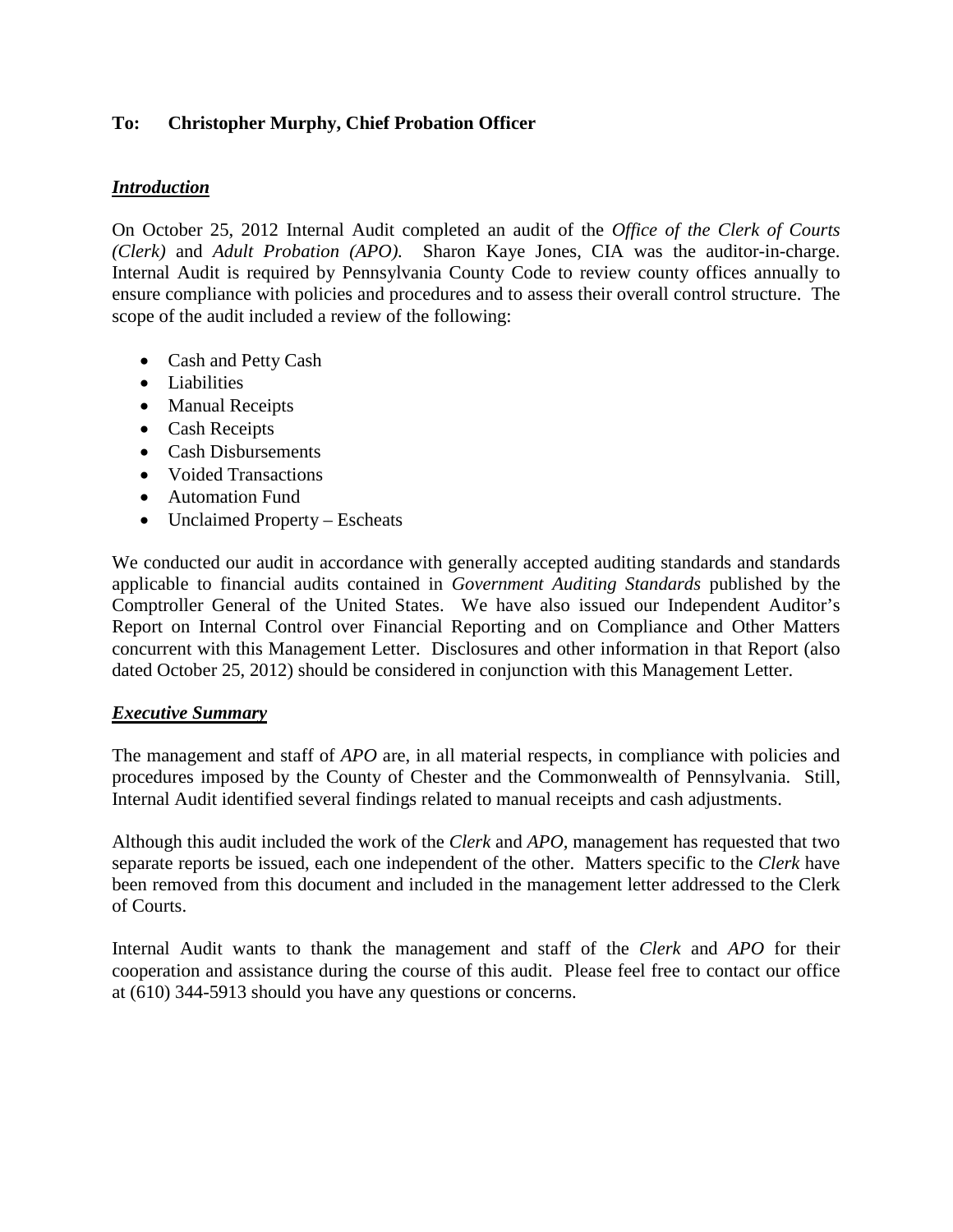**To: Christopher Murphy, Chief Probation Officer**

***Introduction***

On October 25, 2012 Internal Audit completed an audit of the *Office of the Clerk of Courts (Clerk)* and *Adult Probation (APO).* Sharon Kaye Jones, CIA was the auditor-in-charge. Internal Audit is required by Pennsylvania County Code to review county offices annually to ensure compliance with policies and procedures and to assess their overall control structure. The scope of the audit included a review of the following:

- Cash and Petty Cash
- Liabilities
- Manual Receipts
- Cash Receipts
- Cash Disbursements
- Voided Transactions
- Automation Fund
- Unclaimed Property – Escheats

We conducted our audit in accordance with generally accepted auditing standards and standards applicable to financial audits contained in *Government Auditing Standards* published by the Comptroller General of the United States. We have also issued our Independent Auditor's Report on Internal Control over Financial Reporting and on Compliance and Other Matters concurrent with this Management Letter. Disclosures and other information in that Report (also dated October 25, 2012) should be considered in conjunction with this Management Letter.

***Executive Summary***

The management and staff of *APO* are, in all material respects, in compliance with policies and procedures imposed by the County of Chester and the Commonwealth of Pennsylvania. Still, Internal Audit identified several findings related to manual receipts and cash adjustments.

Although this audit included the work of the *Clerk* and *APO*, management has requested that two separate reports be issued, each one independent of the other. Matters specific to the *Clerk* have been removed from this document and included in the management letter addressed to the Clerk of Courts.

Internal Audit wants to thank the management and staff of the *Clerk* and *APO* for their cooperation and assistance during the course of this audit. Please feel free to contact our office at (610) 344-5913 should you have any questions or concerns.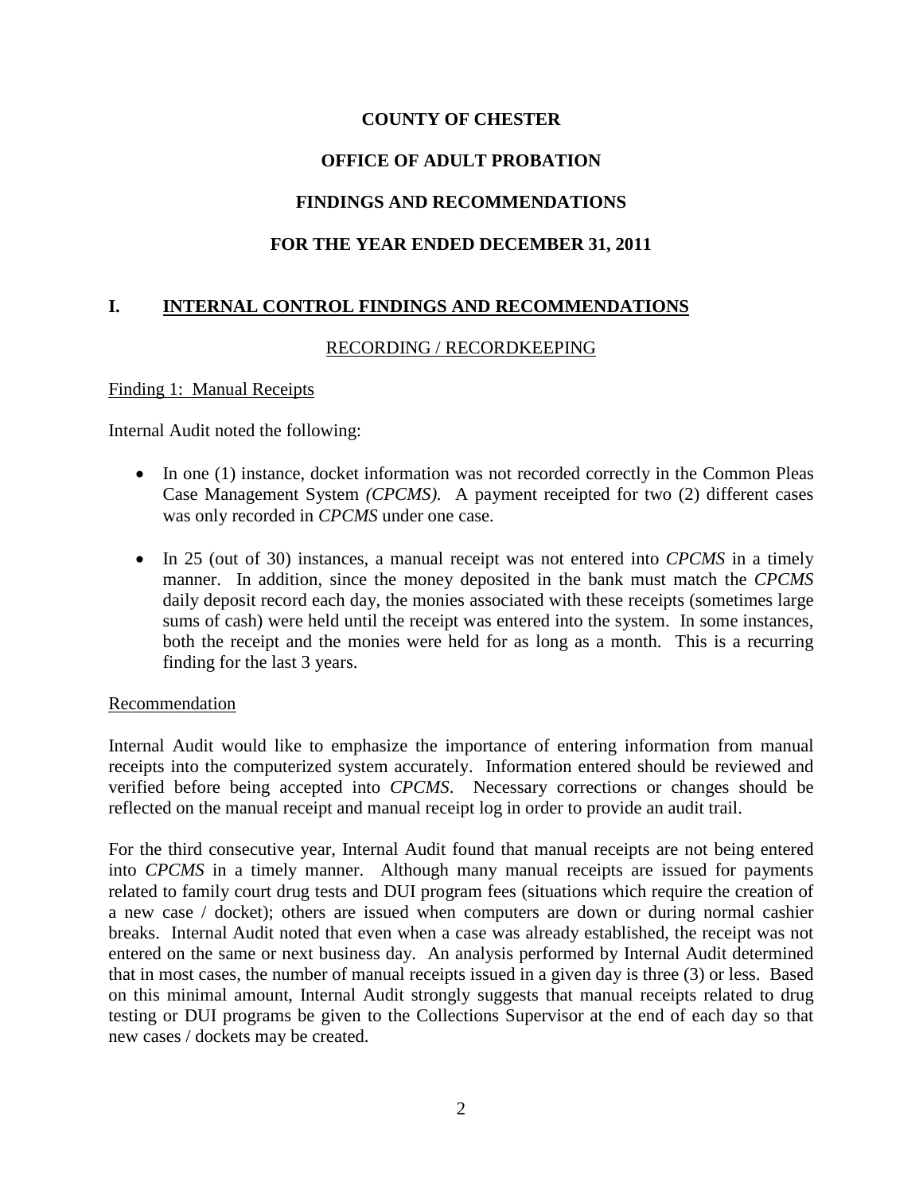**COUNTY OF CHESTER**

**OFFICE OF ADULT PROBATION**

**FINDINGS AND RECOMMENDATIONS**

**FOR THE YEAR ENDED DECEMBER 31, 2011**

## I. INTERNAL CONTROL FINDINGS AND RECOMMENDATIONS

RECORDING / RECORDKEEPING

Finding 1: Manual Receipts

Internal Audit noted the following:

- In one (1) instance, docket information was not recorded correctly in the Common Pleas Case Management System *(CPCMS).* A payment receipted for two (2) different cases was only recorded in *CPCMS* under one case.
- In 25 (out of 30) instances, a manual receipt was not entered into *CPCMS* in a timely manner. In addition, since the money deposited in the bank must match the *CPCMS* daily deposit record each day, the monies associated with these receipts (sometimes large sums of cash) were held until the receipt was entered into the system. In some instances, both the receipt and the monies were held for as long as a month. This is a recurring finding for the last 3 years.

Recommendation

Internal Audit would like to emphasize the importance of entering information from manual receipts into the computerized system accurately. Information entered should be reviewed and verified before being accepted into *CPCMS*. Necessary corrections or changes should be reflected on the manual receipt and manual receipt log in order to provide an audit trail.

For the third consecutive year, Internal Audit found that manual receipts are not being entered into *CPCMS* in a timely manner. Although many manual receipts are issued for payments related to family court drug tests and DUI program fees (situations which require the creation of a new case / docket); others are issued when computers are down or during normal cashier breaks. Internal Audit noted that even when a case was already established, the receipt was not entered on the same or next business day. An analysis performed by Internal Audit determined that in most cases, the number of manual receipts issued in a given day is three (3) or less. Based on this minimal amount, Internal Audit strongly suggests that manual receipts related to drug testing or DUI programs be given to the Collections Supervisor at the end of each day so that new cases / dockets may be created.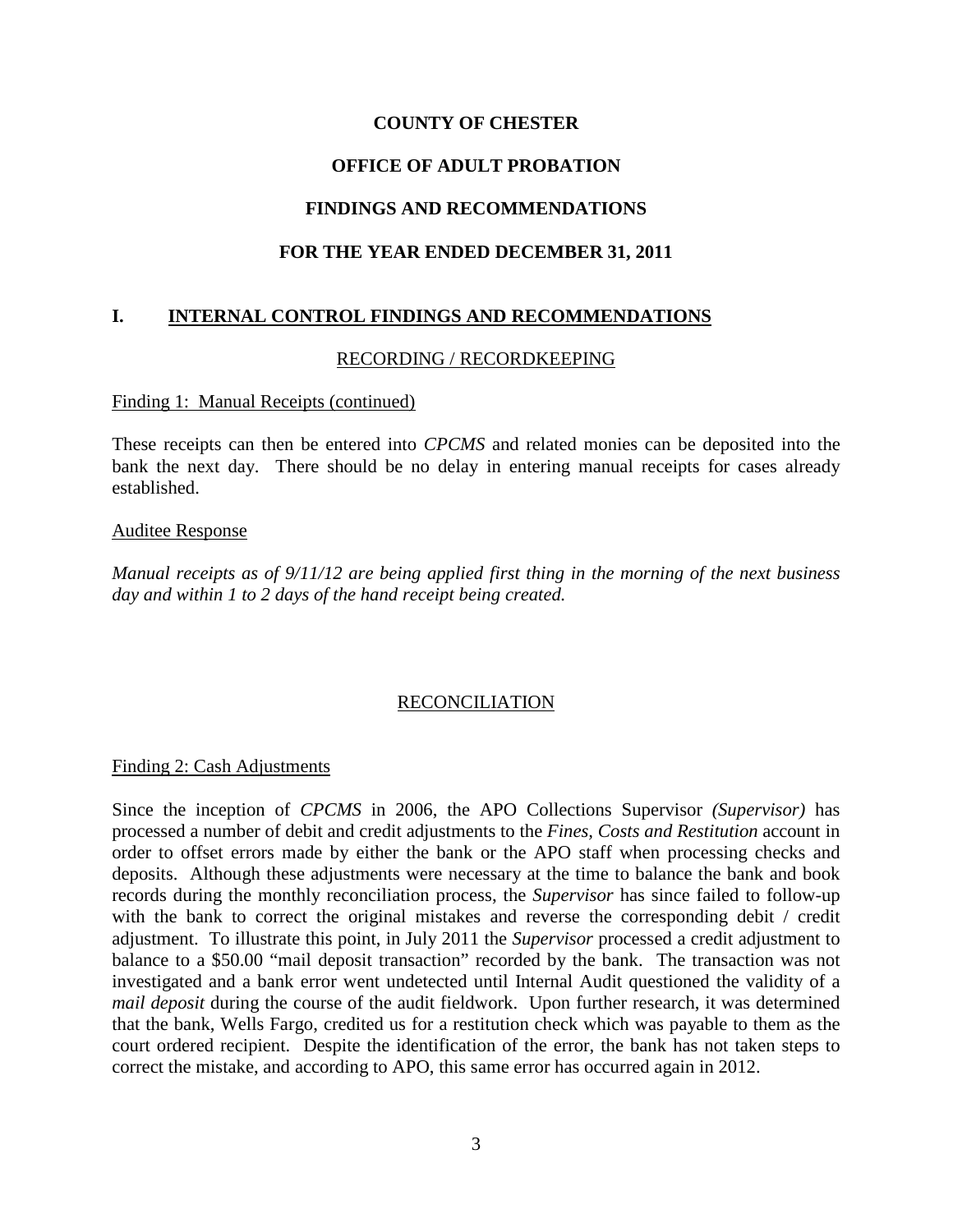# COUNTY OF CHESTER

## OFFICE OF ADULT PROBATION

## FINDINGS AND RECOMMENDATIONS

## FOR THE YEAR ENDED DECEMBER 31, 2011

## I. INTERNAL CONTROL FINDINGS AND RECOMMENDATIONS

### RECORDING / RECORDKEEPING

Finding 1: Manual Receipts (continued)

These receipts can then be entered into *CPCMS* and related monies can be deposited into the bank the next day. There should be no delay in entering manual receipts for cases already established.

Auditee Response

*Manual receipts as of 9/11/12 are being applied first thing in the morning of the next business day and within 1 to 2 days of the hand receipt being created.*

### RECONCILIATION

Finding 2: Cash Adjustments

Since the inception of *CPCMS* in 2006, the APO Collections Supervisor *(Supervisor)* has processed a number of debit and credit adjustments to the *Fines, Costs and Restitution* account in order to offset errors made by either the bank or the APO staff when processing checks and deposits. Although these adjustments were necessary at the time to balance the bank and book records during the monthly reconciliation process, the *Supervisor* has since failed to follow-up with the bank to correct the original mistakes and reverse the corresponding debit / credit adjustment. To illustrate this point, in July 2011 the *Supervisor* processed a credit adjustment to balance to a $50.00 "mail deposit transaction" recorded by the bank. The transaction was not investigated and a bank error went undetected until Internal Audit questioned the validity of a *mail deposit* during the course of the audit fieldwork. Upon further research, it was determined that the bank, Wells Fargo, credited us for a restitution check which was payable to them as the court ordered recipient. Despite the identification of the error, the bank has not taken steps to correct the mistake, and according to APO, this same error has occurred again in 2012.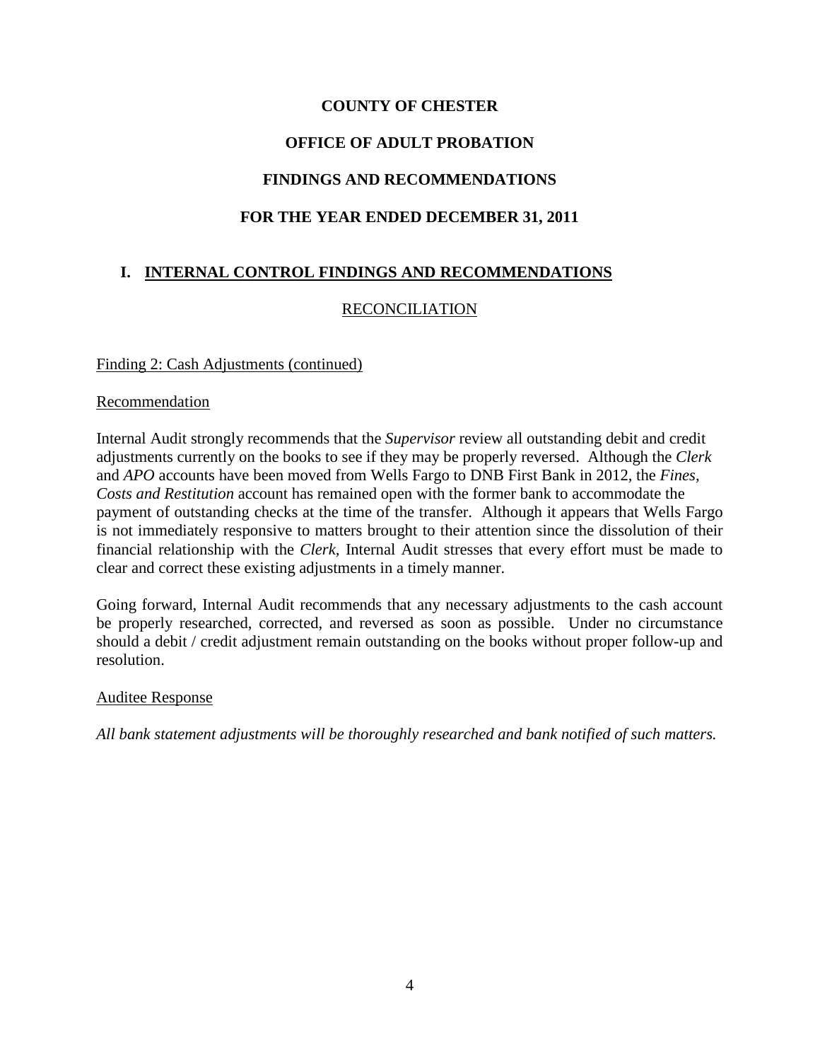# COUNTY OF CHESTER

## OFFICE OF ADULT PROBATION

## FINDINGS AND RECOMMENDATIONS

## FOR THE YEAR ENDED DECEMBER 31, 2011

### I. INTERNAL CONTROL FINDINGS AND RECOMMENDATIONS

#### RECONCILIATION

Finding 2: Cash Adjustments (continued)

Recommendation

Internal Audit strongly recommends that the *Supervisor* review all outstanding debit and credit adjustments currently on the books to see if they may be properly reversed. Although the *Clerk* and *APO* accounts have been moved from Wells Fargo to DNB First Bank in 2012, the *Fines, Costs and Restitution* account has remained open with the former bank to accommodate the payment of outstanding checks at the time of the transfer. Although it appears that Wells Fargo is not immediately responsive to matters brought to their attention since the dissolution of their financial relationship with the *Clerk,* Internal Audit stresses that every effort must be made to clear and correct these existing adjustments in a timely manner.

Going forward, Internal Audit recommends that any necessary adjustments to the cash account be properly researched, corrected, and reversed as soon as possible. Under no circumstance should a debit / credit adjustment remain outstanding on the books without proper follow-up and resolution.

Auditee Response

*All bank statement adjustments will be thoroughly researched and bank notified of such matters.*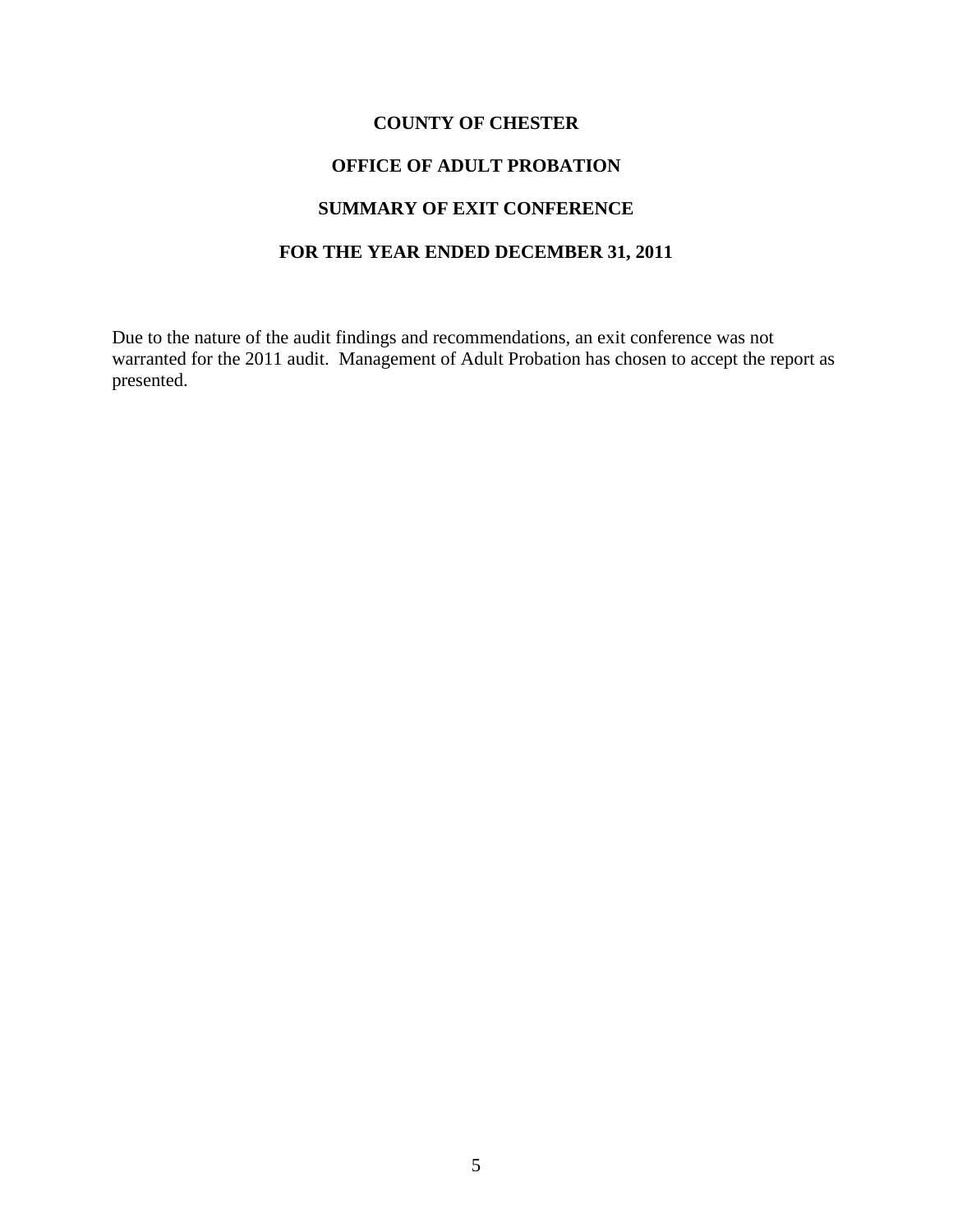**COUNTY OF CHESTER**

**OFFICE OF ADULT PROBATION**

**SUMMARY OF EXIT CONFERENCE**

**FOR THE YEAR ENDED DECEMBER 31, 2011**

Due to the nature of the audit findings and recommendations, an exit conference was not warranted for the 2011 audit. Management of Adult Probation has chosen to accept the report as presented.